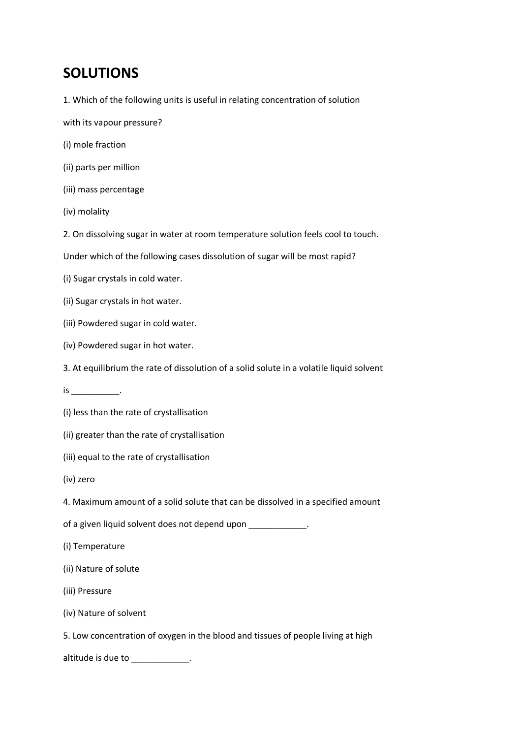# SOLUTIONS

1. Which of the following units is useful in relating concentration of solution with its vapour pressure?

(i) mole fraction

(ii) parts per million

(iii) mass percentage

(iv) molality

2. On dissolving sugar in water at room temperature solution feels cool to touch. Under which of the following cases dissolution of sugar will be most rapid?

(i) Sugar crystals in cold water.

(ii) Sugar crystals in hot water.

(iii) Powdered sugar in cold water.

(iv) Powdered sugar in hot water.

3. At equilibrium the rate of dissolution of a solid solute in a volatile liquid solvent is __________.

(i) less than the rate of crystallisation

(ii) greater than the rate of crystallisation

(iii) equal to the rate of crystallisation

(iv) zero

4. Maximum amount of a solid solute that can be dissolved in a specified amount of a given liquid solvent does not depend upon ____________.

(i) Temperature

(ii) Nature of solute

(iii) Pressure

(iv) Nature of solvent

5. Low concentration of oxygen in the blood and tissues of people living at high altitude is due to ____________.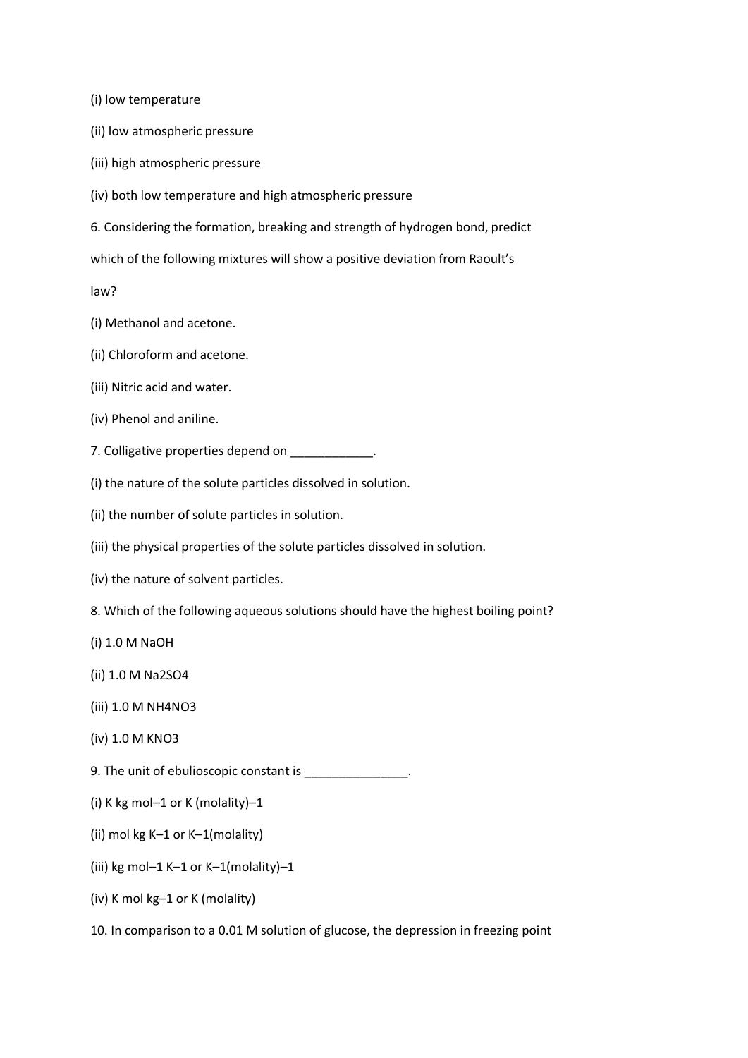(i) low temperature

(ii) low atmospheric pressure

(iii) high atmospheric pressure

(iv) both low temperature and high atmospheric pressure

6. Considering the formation, breaking and strength of hydrogen bond, predict which of the following mixtures will show a positive deviation from Raoult's law?

(i) Methanol and acetone.

(ii) Chloroform and acetone.

(iii) Nitric acid and water.

(iv) Phenol and aniline.

7. Colligative properties depend on ____________.

(i) the nature of the solute particles dissolved in solution.

(ii) the number of solute particles in solution.

(iii) the physical properties of the solute particles dissolved in solution.

(iv) the nature of solvent particles.

8. Which of the following aqueous solutions should have the highest boiling point?

(i) 1.0 M $NaOH$

(ii) 1.0 M $Na_2SO_4$

(iii) 1.0 M $NH_4NO_3$

(iv) 1.0 M $KNO_3$

9. The unit of ebulioscopic constant is _______________.

(i) $K\ kg\ mol^{-1}$ or $K\ (molality)^{-1}$

(ii) $mol\ kg\ K^{-1}$ or $K^{-1}(molality)$

(iii) $kg\ mol^{-1}\ K^{-1}$ or $K^{-1}(molality)^{-1}$

(iv) $K\ mol\ kg^{-1}$ or $K\ (molality)$

10. In comparison to a 0.01 M solution of glucose, the depression in freezing point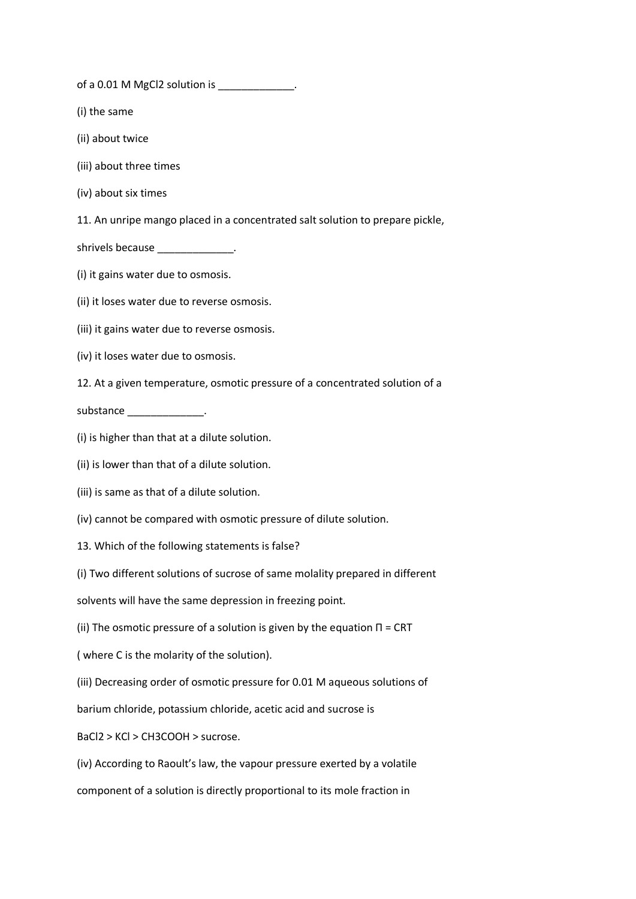of a 0.01 M $MgCl_2$ solution is _____________.

(i) the same

(ii) about twice

(iii) about three times

(iv) about six times

11. An unripe mango placed in a concentrated salt solution to prepare pickle, shrivels because _____________.

(i) it gains water due to osmosis.

(ii) it loses water due to reverse osmosis.

(iii) it gains water due to reverse osmosis.

(iv) it loses water due to osmosis.

12. At a given temperature, osmotic pressure of a concentrated solution of a substance _____________.

(i) is higher than that at a dilute solution.

(ii) is lower than that of a dilute solution.

(iii) is same as that of a dilute solution.

(iv) cannot be compared with osmotic pressure of dilute solution.

13. Which of the following statements is false?

(i) Two different solutions of sucrose of same molality prepared in different solvents will have the same depression in freezing point.

(ii) The osmotic pressure of a solution is given by the equation $\Pi = CRT$ ( where C is the molarity of the solution).

(iii) Decreasing order of osmotic pressure for 0.01 M aqueous solutions of barium chloride, potassium chloride, acetic acid and sucrose is $BaCl_2 > KCl > CH_3COOH >$ sucrose.

(iv) According to Raoult's law, the vapour pressure exerted by a volatile component of a solution is directly proportional to its mole fraction in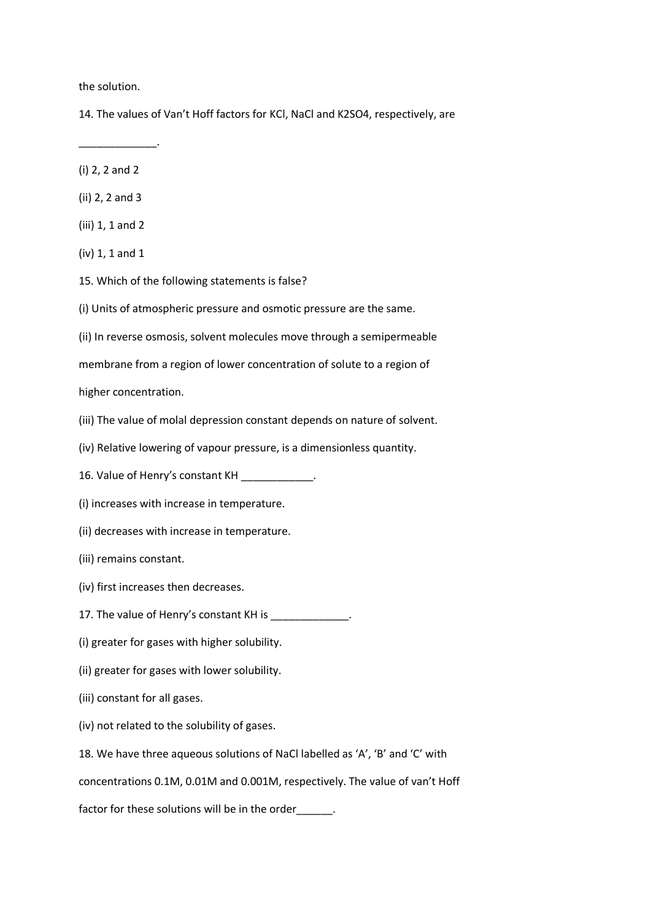the solution.

14. The values of Van't Hoff factors for KCl, NaCl and $K_2SO_4$, respectively, are _____________.

(i) 2, 2 and 2

(ii) 2, 2 and 3

(iii) 1, 1 and 2

(iv) 1, 1 and 1

15. Which of the following statements is false?

(i) Units of atmospheric pressure and osmotic pressure are the same.

(ii) In reverse osmosis, solvent molecules move through a semipermeable membrane from a region of lower concentration of solute to a region of higher concentration.

(iii) The value of molal depression constant depends on nature of solvent.

(iv) Relative lowering of vapour pressure, is a dimensionless quantity.

16. Value of Henry's constant $K_H$ ____________.

(i) increases with increase in temperature.

(ii) decreases with increase in temperature.

(iii) remains constant.

(iv) first increases then decreases.

17. The value of Henry's constant $K_H$ is _____________.

(i) greater for gases with higher solubility.

(ii) greater for gases with lower solubility.

(iii) constant for all gases.

(iv) not related to the solubility of gases.

18. We have three aqueous solutions of NaCl labelled as 'A', 'B' and 'C' with concentrations 0.1M, 0.01M and 0.001M, respectively. The value of van't Hoff factor for these solutions will be in the order______.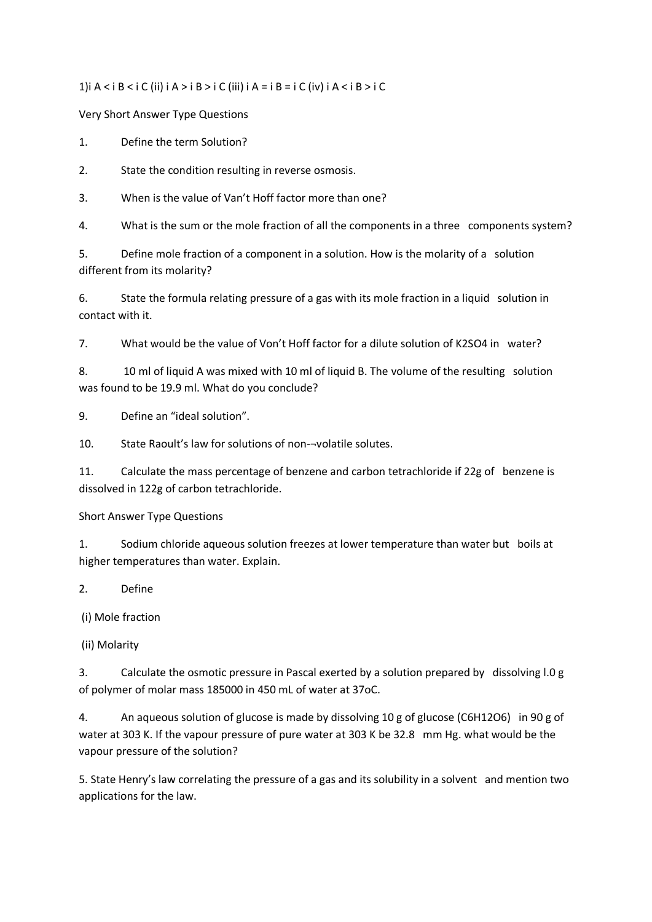1)i A < i B < i C (ii) i A > i B > i C (iii) i A = i B = i C (iv) i A < i B > i C

Very Short Answer Type Questions

1. Define the term Solution?

2. State the condition resulting in reverse osmosis.

3. When is the value of Van't Hoff factor more than one?

4. What is the sum or the mole fraction of all the components in a three components system?

5. Define mole fraction of a component in a solution. How is the molarity of a solution different from its molarity?

6. State the formula relating pressure of a gas with its mole fraction in a liquid solution in contact with it.

7. What would be the value of Von't Hoff factor for a dilute solution of $K_2SO_4$ in water?

8. 10 ml of liquid A was mixed with 10 ml of liquid B. The volume of the resulting solution was found to be 19.9 ml. What do you conclude?

9. Define an "ideal solution".

10. State Raoult's law for solutions of non-¬volatile solutes.

11. Calculate the mass percentage of benzene and carbon tetrachloride if 22g of benzene is dissolved in 122g of carbon tetrachloride.

Short Answer Type Questions

1. Sodium chloride aqueous solution freezes at lower temperature than water but boils at higher temperatures than water. Explain.

2. Define

(i) Mole fraction

(ii) Molarity

3. Calculate the osmotic pressure in Pascal exerted by a solution prepared by dissolving l.0 g of polymer of molar mass 185000 in 450 mL of water at 37oC.

4. An aqueous solution of glucose is made by dissolving 10 g of glucose ($C_6H_{12}O_6$) in 90 g of water at 303 K. If the vapour pressure of pure water at 303 K be 32.8 mm Hg. what would be the vapour pressure of the solution?

5. State Henry's law correlating the pressure of a gas and its solubility in a solvent and mention two applications for the law.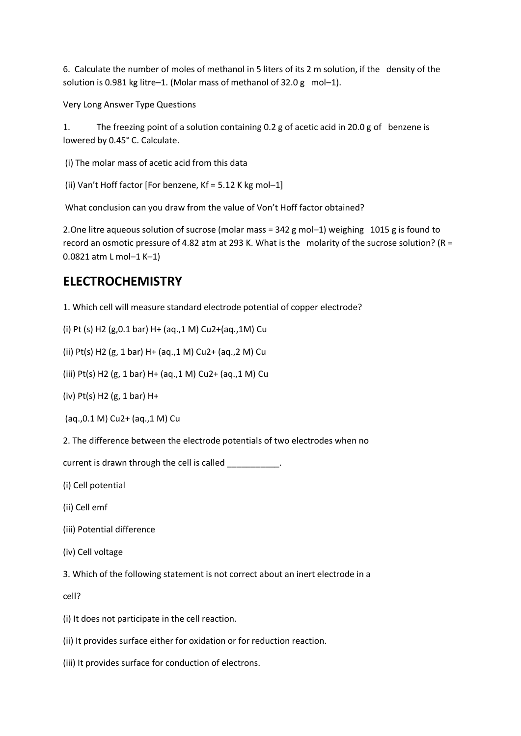6. Calculate the number of moles of methanol in 5 liters of its 2 m solution, if the density of the solution is 0.981 kg litre–1. (Molar mass of methanol of 32.0 g mol–1).

Very Long Answer Type Questions

1. The freezing point of a solution containing 0.2 g of acetic acid in 20.0 g of benzene is lowered by 0.45° C. Calculate.

(i) The molar mass of acetic acid from this data

(ii) Van't Hoff factor [For benzene, $K_f$ = 5.12 K kg mol–1]

What conclusion can you draw from the value of Von't Hoff factor obtained?

2. One litre aqueous solution of sucrose (molar mass = 342 g mol–1) weighing 1015 g is found to record an osmotic pressure of 4.82 atm at 293 K. What is the molarity of the sucrose solution? (R = 0.0821 atm L mol–1 K–1)

## ELECTROCHEMISTRY

1. Which cell will measure standard electrode potential of copper electrode?

(i) Pt (s) $H_2$ (g,0.1 bar) $H^+$ (aq.,1 M) $Cu^{2+}$(aq.,1M) Cu

(ii) Pt(s) $H_2$ (g, 1 bar) $H^+$ (aq.,1 M) $Cu^{2+}$ (aq.,2 M) Cu

(iii) Pt(s) $H_2$ (g, 1 bar) $H^+$ (aq.,1 M) $Cu^{2+}$ (aq.,1 M) Cu

(iv) Pt(s) $H_2$ (g, 1 bar) $H^+$

(aq.,0.1 M) $Cu^{2+}$ (aq.,1 M) Cu

2. The difference between the electrode potentials of two electrodes when no

current is drawn through the cell is called ___________.

(i) Cell potential

(ii) Cell emf

(iii) Potential difference

(iv) Cell voltage

3. Which of the following statement is not correct about an inert electrode in a

cell?

(i) It does not participate in the cell reaction.

(ii) It provides surface either for oxidation or for reduction reaction.

(iii) It provides surface for conduction of electrons.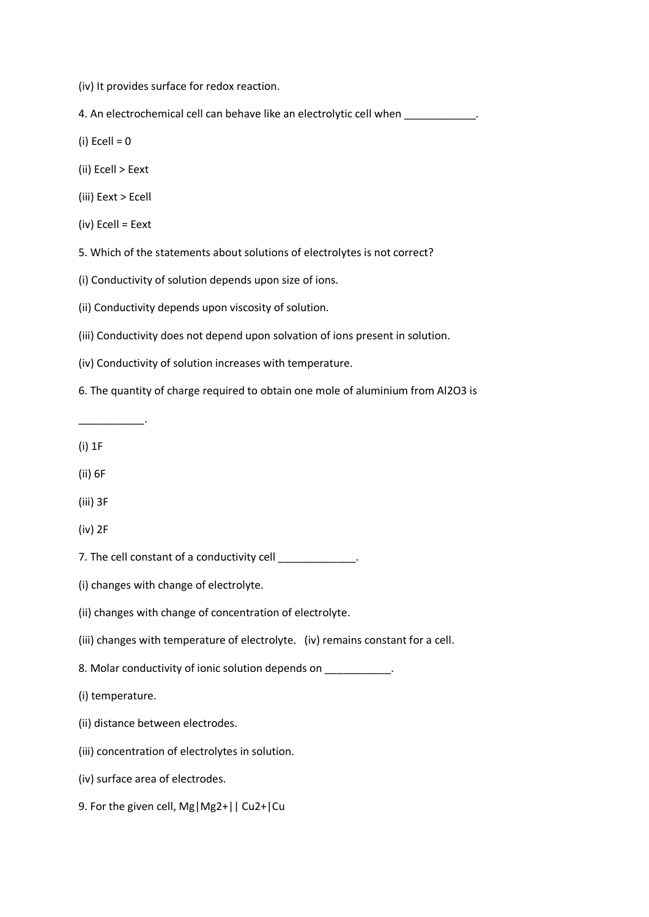(iv) It provides surface for redox reaction.

4. An electrochemical cell can behave like an electrolytic cell when ____________.

(i) $E_{cell} = 0$

(ii) $E_{cell} > E_{ext}$

(iii) $E_{ext} > E_{cell}$

(iv) $E_{cell} = E_{ext}$

5. Which of the statements about solutions of electrolytes is not correct?

(i) Conductivity of solution depends upon size of ions.

(ii) Conductivity depends upon viscosity of solution.

(iii) Conductivity does not depend upon solvation of ions present in solution.

(iv) Conductivity of solution increases with temperature.

6. The quantity of charge required to obtain one mole of aluminium from $Al_2O_3$ is

___________.

(i) 1F

(ii) 6F

(iii) 3F

(iv) 2F

7. The cell constant of a conductivity cell _____________.

(i) changes with change of electrolyte.

(ii) changes with change of concentration of electrolyte.

(iii) changes with temperature of electrolyte. (iv) remains constant for a cell.

8. Molar conductivity of ionic solution depends on ___________.

(i) temperature.

(ii) distance between electrodes.

(iii) concentration of electrolytes in solution.

(iv) surface area of electrodes.

9. For the given cell, $Mg|Mg^{2+}||Cu^{2+}|Cu$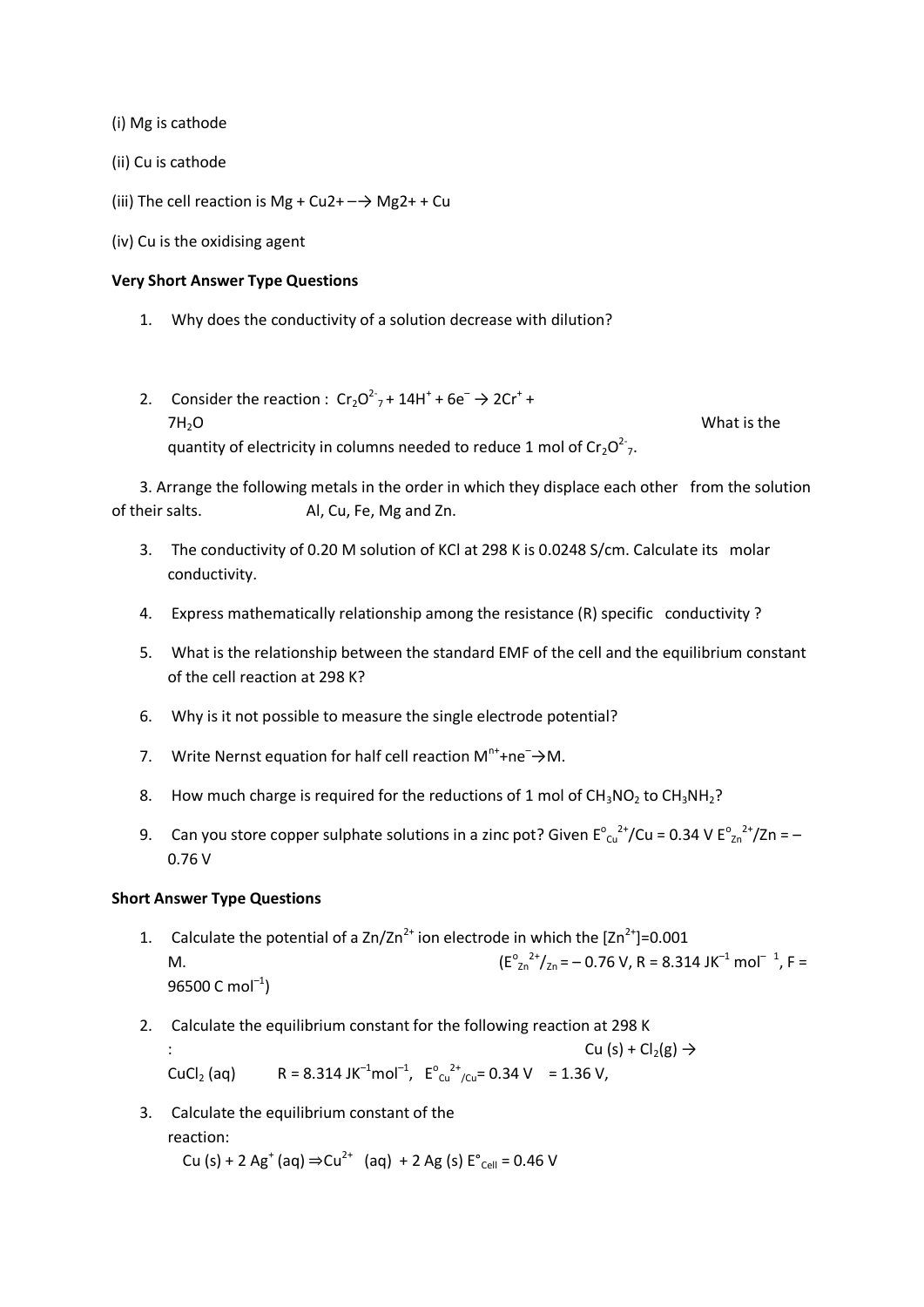(i) Mg is cathode

(ii) Cu is cathode

(iii) The cell reaction is $Mg + Cu2+ \longrightarrow Mg2+ + Cu$

(iv) Cu is the oxidising agent

**Very Short Answer Type Questions**

1. Why does the conductivity of a solution decrease with dilution?

2. Consider the reaction : $Cr_2O^{2-}_7 + 14H^+ + 6e^- \rightarrow 2Cr^+ + 7H_2O$ What is the quantity of electricity in columns needed to reduce 1 mol of $Cr_2O^{2-}_7$.

3. Arrange the following metals in the order in which they displace each other from the solution of their salts. Al, Cu, Fe, Mg and Zn.

3. The conductivity of 0.20 M solution of KCl at 298 K is 0.0248 S/cm. Calculate its molar conductivity.

4. Express mathematically relationship among the resistance (R) specific conductivity ?

5. What is the relationship between the standard EMF of the cell and the equilibrium constant of the cell reaction at 298 K?

6. Why is it not possible to measure the single electrode potential?

7. Write Nernst equation for half cell reaction $M^{n+} + ne^- \rightarrow M$.

8. How much charge is required for the reductions of 1 mol of $CH_3NO_2$ to $CH_3NH_2$?

9. Can you store copper sulphate solutions in a zinc pot? Given $E^o_{Cu^{2+}/Cu} = 0.34$ V $E^o_{Zn^{2+}/Zn} = -0.76$ V

**Short Answer Type Questions**

1. Calculate the potential of a $Zn/Zn^{2+}$ ion electrode in which the $[Zn^{2+}]=0.001$ M. ($E^o_{Zn^{2+}/Zn} = -0.76$ V, R = 8.314 $JK^{-1}$ $mol^{-1}$, F = 96500 C $mol^{-1}$)

2. Calculate the equilibrium constant for the following reaction at 298 K : $Cu(s) + Cl_2(g) \rightarrow CuCl_2(aq)$ R = 8.314 $JK^{-1}mol^{-1}$, $E^o_{Cu^{2+}/Cu} = 0.34$ V = 1.36 V,

3. Calculate the equilibrium constant of the reaction:
   $Cu(s) + 2Ag^+(aq) \Rightarrow Cu^{2+}(aq) + 2Ag(s)$ $E^\circ_{Cell} = 0.46$ V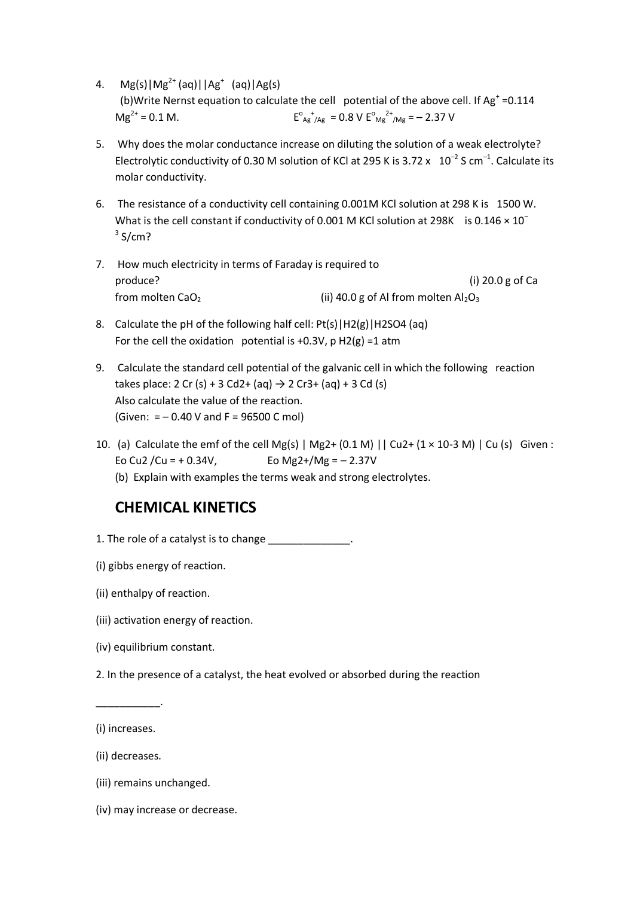4. $Mg(s)|Mg^{2+}(aq)||Ag^{+}(aq)|Ag(s)$
   (b)Write Nernst equation to calculate the cell potential of the above cell. If $Ag^{+}$ =0.114 $Mg^{2+}$ = 0.1 M. $E^{o}_{Ag^{+}/Ag}$ = 0.8 V $E^{o}_{Mg^{2+}/Mg}$ = – 2.37 V

5. Why does the molar conductance increase on diluting the solution of a weak electrolyte? Electrolytic conductivity of 0.30 M solution of KCl at 295 K is 3.72 x $10^{-2}$ S $cm^{-1}$. Calculate its molar conductivity.

6. The resistance of a conductivity cell containing 0.001M KCl solution at 298 K is 1500 W. What is the cell constant if conductivity of 0.001 M KCl solution at 298K is 0.146 × $10^{-3}$ S/cm?

7. How much electricity in terms of Faraday is required to produce? (i) 20.0 g of Ca from molten $CaO_2$ (ii) 40.0 g of Al from molten $Al_2O_3$

8. Calculate the pH of the following half cell: Pt(s)|H2(g)|H2SO4 (aq)
   For the cell the oxidation potential is +0.3V, p H2(g) =1 atm

9. Calculate the standard cell potential of the galvanic cell in which the following reaction takes place: 2 Cr (s) + 3 Cd2+ (aq) → 2 Cr3+ (aq) + 3 Cd (s)
   Also calculate the value of the reaction.
   (Given: = – 0.40 V and F = 96500 C mol)

10. (a) Calculate the emf of the cell Mg(s) | Mg2+ (0.1 M) || Cu2+ (1 × 10-3 M) | Cu (s) Given : Eo Cu2 /Cu = + 0.34V, Eo Mg2+/Mg = – 2.37V
    (b) Explain with examples the terms weak and strong electrolytes.

## CHEMICAL KINETICS

1. The role of a catalyst is to change ______________.

(i) gibbs energy of reaction.

(ii) enthalpy of reaction.

(iii) activation energy of reaction.

(iv) equilibrium constant.

2. In the presence of a catalyst, the heat evolved or absorbed during the reaction

___________.

(i) increases.

(ii) decreases.

(iii) remains unchanged.

(iv) may increase or decrease.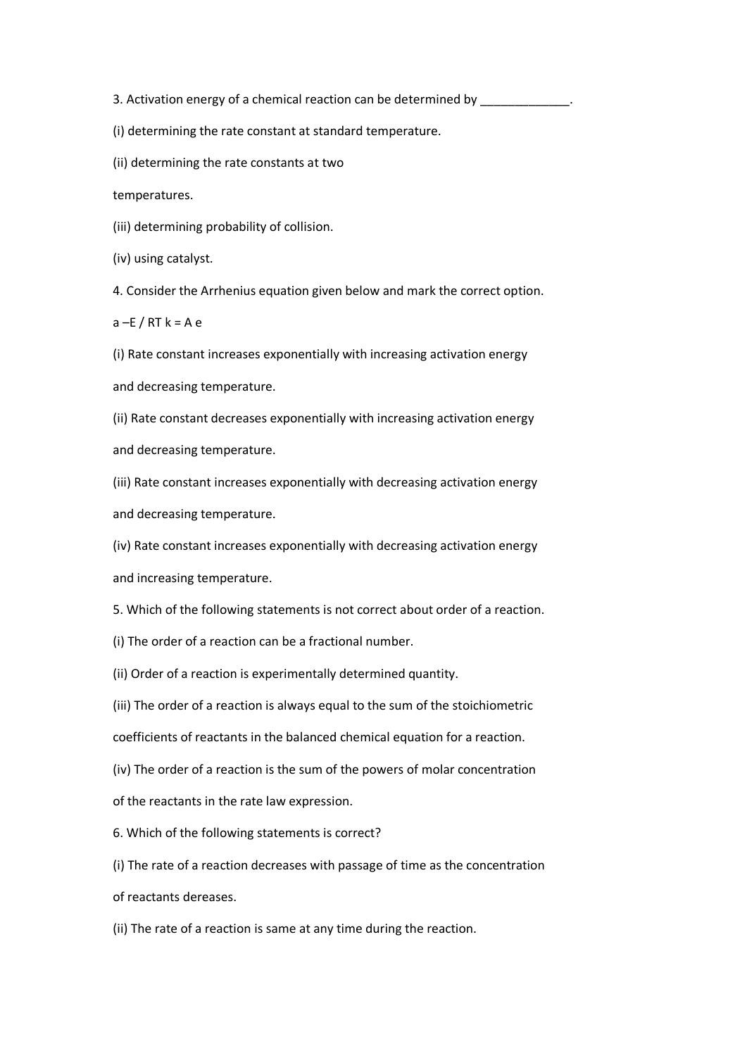3. Activation energy of a chemical reaction can be determined by _____________.

(i) determining the rate constant at standard temperature.

(ii) determining the rate constants at two

temperatures.

(iii) determining probability of collision.

(iv) using catalyst.

4. Consider the Arrhenius equation given below and mark the correct option.

a –E / RT k = A e

(i) Rate constant increases exponentially with increasing activation energy

and decreasing temperature.

(ii) Rate constant decreases exponentially with increasing activation energy

and decreasing temperature.

(iii) Rate constant increases exponentially with decreasing activation energy

and decreasing temperature.

(iv) Rate constant increases exponentially with decreasing activation energy

and increasing temperature.

5. Which of the following statements is not correct about order of a reaction.

(i) The order of a reaction can be a fractional number.

(ii) Order of a reaction is experimentally determined quantity.

(iii) The order of a reaction is always equal to the sum of the stoichiometric

coefficients of reactants in the balanced chemical equation for a reaction.

(iv) The order of a reaction is the sum of the powers of molar concentration

of the reactants in the rate law expression.

6. Which of the following statements is correct?

(i) The rate of a reaction decreases with passage of time as the concentration

of reactants dereases.

(ii) The rate of a reaction is same at any time during the reaction.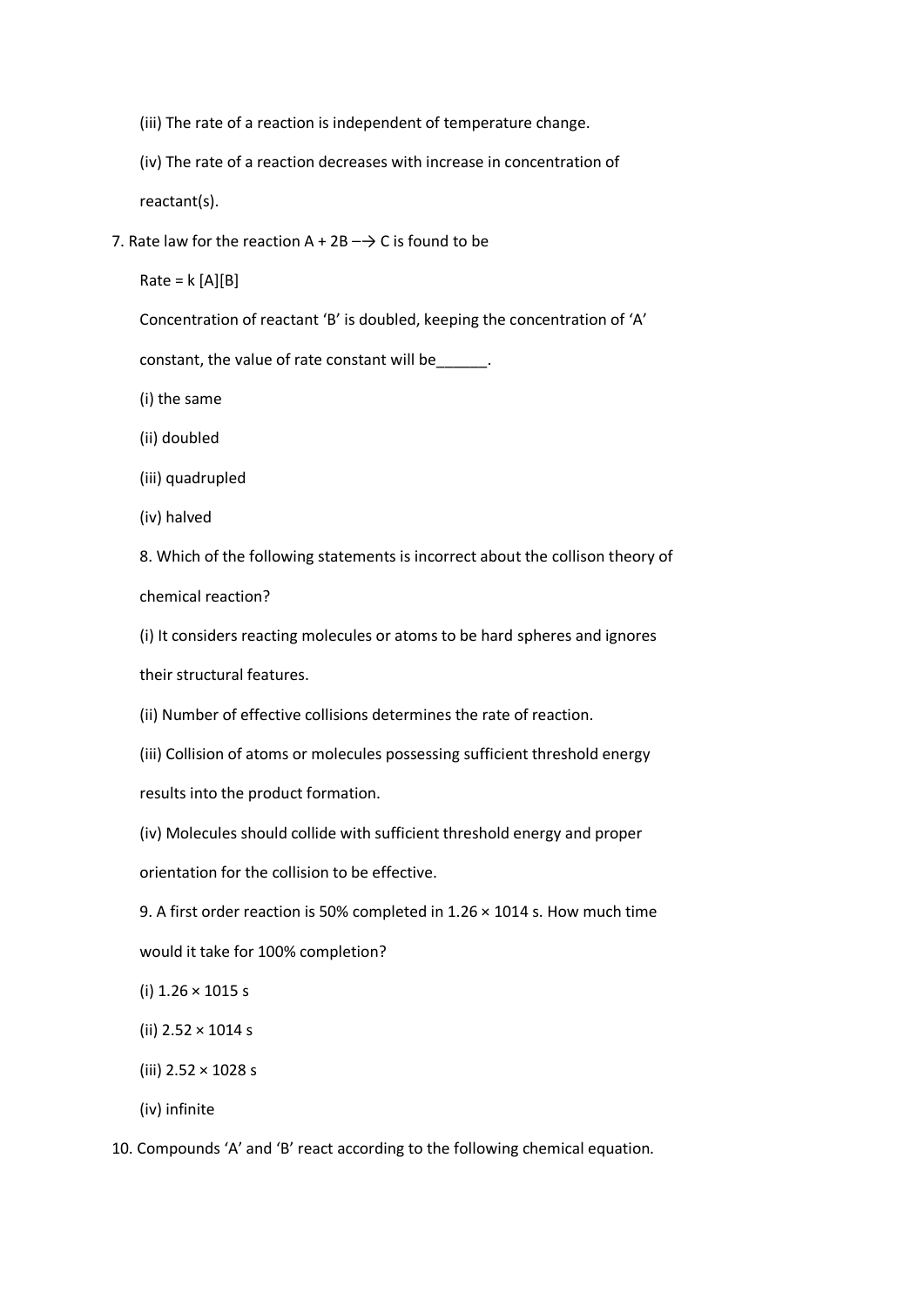(iii) The rate of a reaction is independent of temperature change.

(iv) The rate of a reaction decreases with increase in concentration of reactant(s).

7. Rate law for the reaction $A + 2B \longrightarrow C$ is found to be

$\text{Rate} = k\,[A][B]$

Concentration of reactant ‘B’ is doubled, keeping the concentration of ‘A’ constant, the value of rate constant will be______.

(i) the same

(ii) doubled

(iii) quadrupled

(iv) halved

8. Which of the following statements is incorrect about the collison theory of chemical reaction?

(i) It considers reacting molecules or atoms to be hard spheres and ignores their structural features.

(ii) Number of effective collisions determines the rate of reaction.

(iii) Collision of atoms or molecules possessing sufficient threshold energy results into the product formation.

(iv) Molecules should collide with sufficient threshold energy and proper orientation for the collision to be effective.

9. A first order reaction is 50% completed in 1.26 × 1014 s. How much time would it take for 100% completion?

(i) 1.26 × 1015 s

(ii) 2.52 × 1014 s

(iii) 2.52 × 1028 s

(iv) infinite

10. Compounds ‘A’ and ‘B’ react according to the following chemical equation.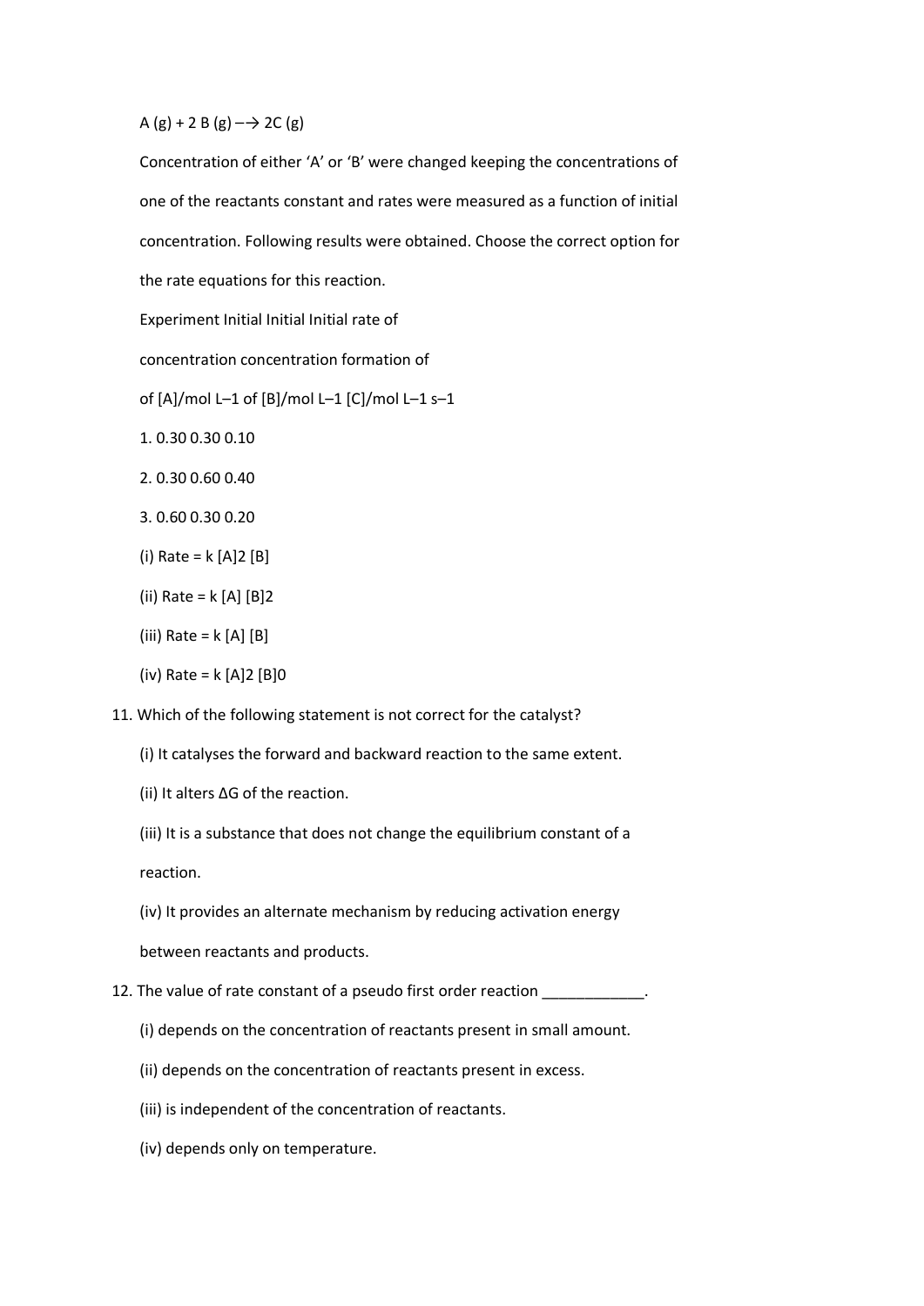$A (g) + 2 B (g) \longrightarrow 2C (g)$

Concentration of either 'A' or 'B' were changed keeping the concentrations of one of the reactants constant and rates were measured as a function of initial concentration. Following results were obtained. Choose the correct option for the rate equations for this reaction.

| Experiment | Initial concentration of [A]/mol $L^{-1}$ | Initial concentration of [B]/mol $L^{-1}$ | Initial rate of formation of [C]/mol $L^{-1}$ $s^{-1}$ |
|---|---|---|---|
| 1. | 0.30 | 0.30 | 0.10 |
| 2. | 0.30 | 0.60 | 0.40 |
| 3. | 0.60 | 0.30 | 0.20 |

(i) Rate = $k [A]^2 [B]$

(ii) Rate = $k [A] [B]^2$

(iii) Rate = $k [A] [B]$

(iv) Rate = $k [A]^2 [B]^0$

11. Which of the following statement is not correct for the catalyst?

(i) It catalyses the forward and backward reaction to the same extent.

(ii) It alters $\Delta G$ of the reaction.

(iii) It is a substance that does not change the equilibrium constant of a reaction.

(iv) It provides an alternate mechanism by reducing activation energy between reactants and products.

12. The value of rate constant of a pseudo first order reaction ____________.

(i) depends on the concentration of reactants present in small amount.

(ii) depends on the concentration of reactants present in excess.

(iii) is independent of the concentration of reactants.

(iv) depends only on temperature.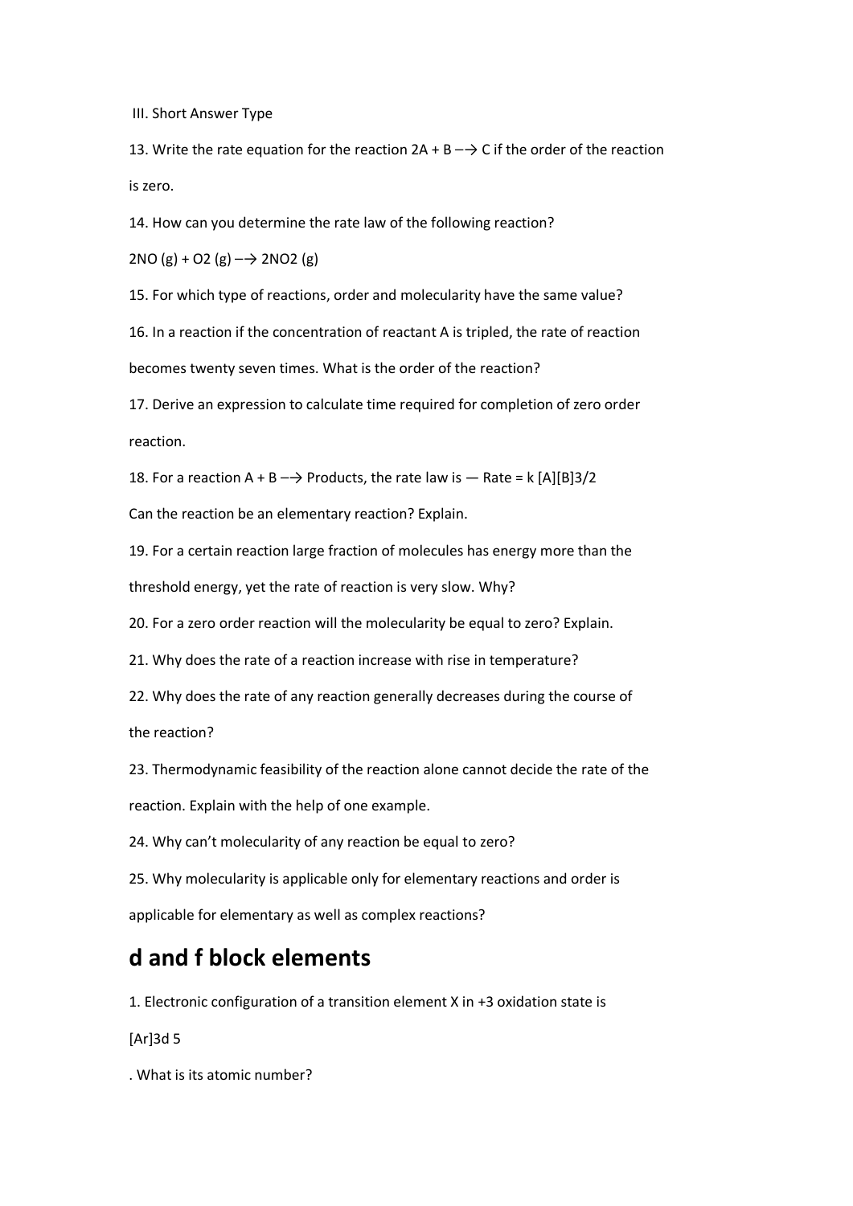III. Short Answer Type

13. Write the rate equation for the reaction $2A + B \rightarrow C$ if the order of the reaction is zero.

14. How can you determine the rate law of the following reaction?

$2NO (g) + O_2 (g) \rightarrow 2NO_2 (g)$

15. For which type of reactions, order and molecularity have the same value?

16. In a reaction if the concentration of reactant A is tripled, the rate of reaction becomes twenty seven times. What is the order of the reaction?

17. Derive an expression to calculate time required for completion of zero order reaction.

18. For a reaction $A + B \rightarrow$ Products, the rate law is — Rate = $k [A][B]^{3/2}$

Can the reaction be an elementary reaction? Explain.

19. For a certain reaction large fraction of molecules has energy more than the threshold energy, yet the rate of reaction is very slow. Why?

20. For a zero order reaction will the molecularity be equal to zero? Explain.

21. Why does the rate of a reaction increase with rise in temperature?

22. Why does the rate of any reaction generally decreases during the course of the reaction?

23. Thermodynamic feasibility of the reaction alone cannot decide the rate of the reaction. Explain with the help of one example.

24. Why can't molecularity of any reaction be equal to zero?

25. Why molecularity is applicable only for elementary reactions and order is applicable for elementary as well as complex reactions?

# d and f block elements

1. Electronic configuration of a transition element X in +3 oxidation state is $[Ar]3d^5$. What is its atomic number?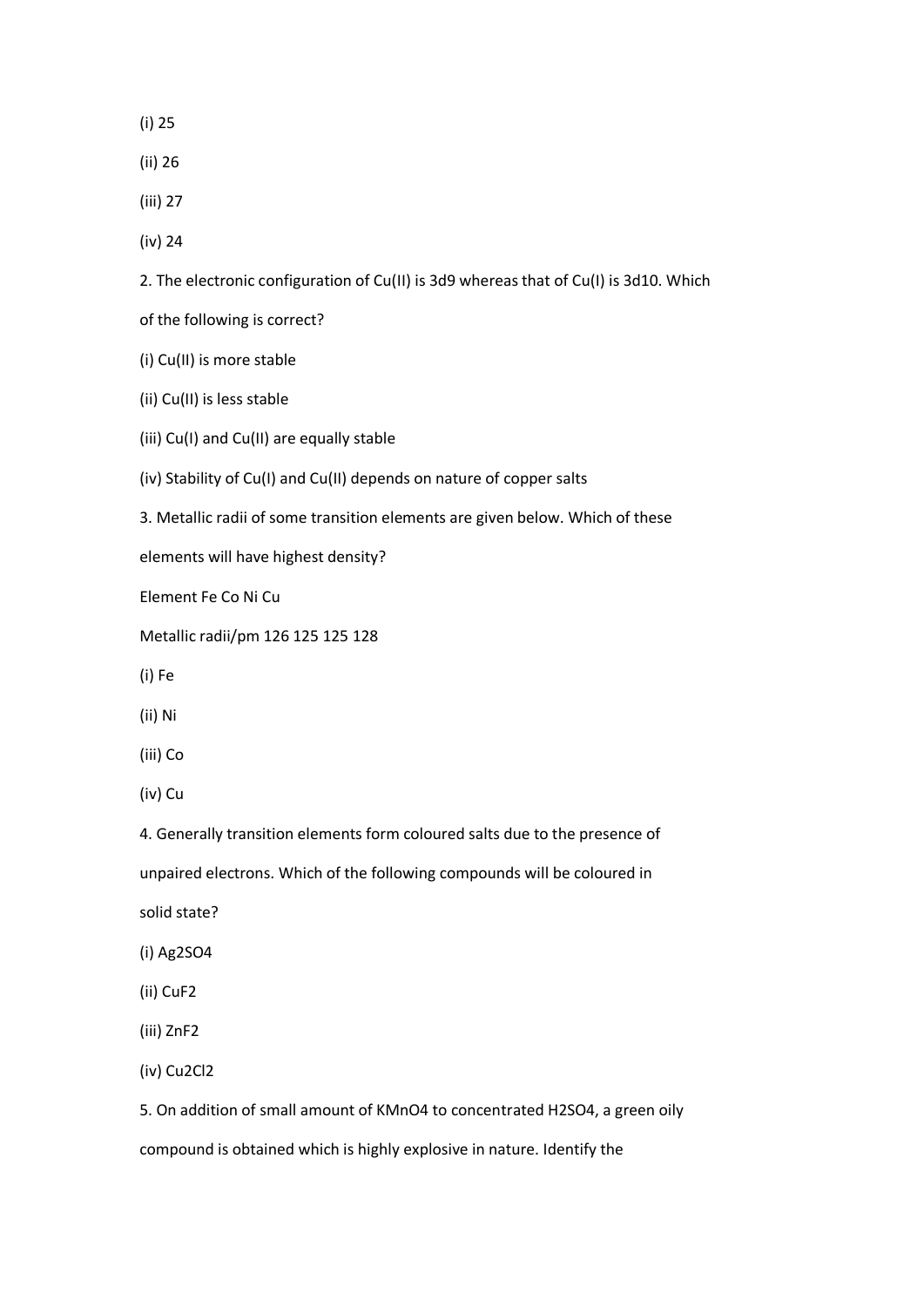(i) 25

(ii) 26

(iii) 27

(iv) 24

2. The electronic configuration of Cu(II) is $3d^9$ whereas that of Cu(I) is $3d^{10}$. Which of the following is correct?

(i) Cu(II) is more stable

(ii) Cu(II) is less stable

(iii) Cu(I) and Cu(II) are equally stable

(iv) Stability of Cu(I) and Cu(II) depends on nature of copper salts

3. Metallic radii of some transition elements are given below. Which of these elements will have highest density?

| Element | Fe | Co | Ni | Cu |
| --- | --- | --- | --- | --- |
| Metallic radii/pm | 126 | 125 | 125 | 128 |

(i) Fe

(ii) Ni

(iii) Co

(iv) Cu

4. Generally transition elements form coloured salts due to the presence of unpaired electrons. Which of the following compounds will be coloured in solid state?

(i) $Ag_2SO_4$

(ii) $CuF_2$

(iii) $ZnF_2$

(iv) $Cu_2Cl_2$

5. On addition of small amount of $KMnO_4$ to concentrated $H_2SO_4$, a green oily compound is obtained which is highly explosive in nature. Identify the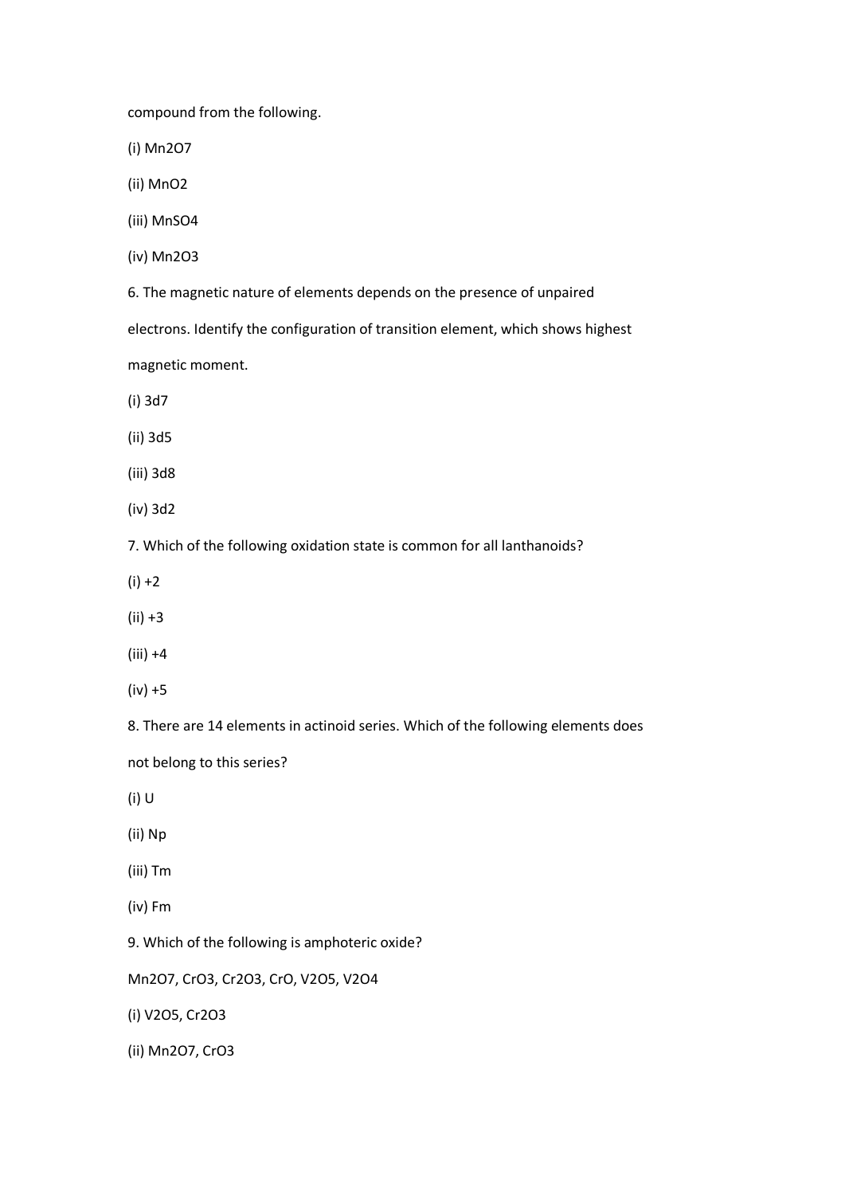compound from the following.

(i) $Mn_2O_7$

(ii) $MnO_2$

(iii) $MnSO_4$

(iv) $Mn_2O_3$

6. The magnetic nature of elements depends on the presence of unpaired electrons. Identify the configuration of transition element, which shows highest magnetic moment.

(i) $3d^7$

(ii) $3d^5$

(iii) $3d^8$

(iv) $3d^2$

7. Which of the following oxidation state is common for all lanthanoids?

(i) +2

(ii) +3

(iii) +4

(iv) +5

8. There are 14 elements in actinoid series. Which of the following elements does not belong to this series?

(i) U

(ii) Np

(iii) Tm

(iv) Fm

9. Which of the following is amphoteric oxide?

$Mn_2O_7$, $CrO_3$, $Cr_2O_3$, $CrO$, $V_2O_5$, $V_2O_4$

(i) $V_2O_5$, $Cr_2O_3$

(ii) $Mn_2O_7$, $CrO_3$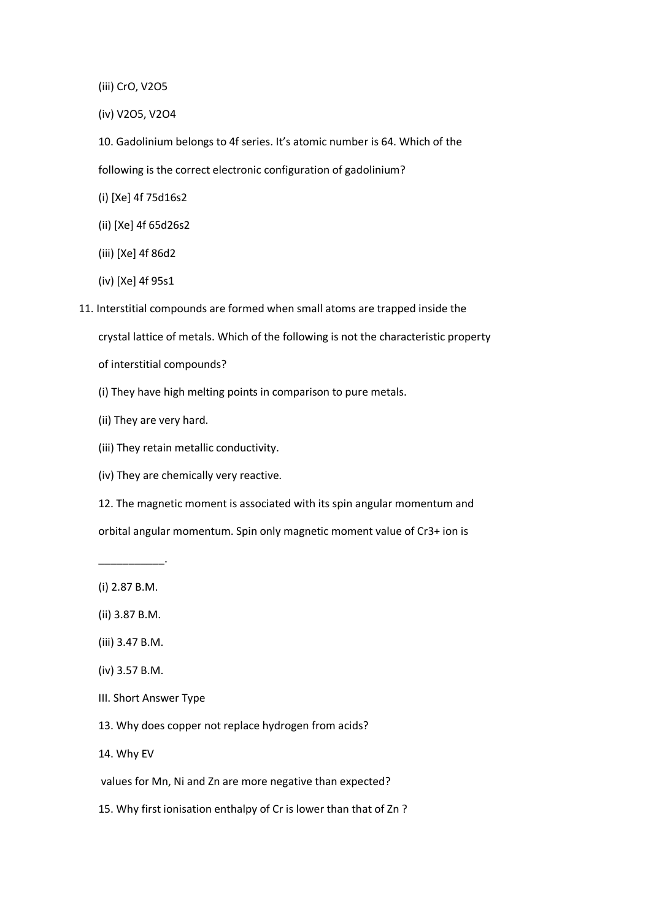(iii) $CrO$, $V_2O_5$

(iv) $V_2O_5$, $V_2O_4$

10. Gadolinium belongs to 4f series. It's atomic number is 64. Which of the following is the correct electronic configuration of gadolinium?

(i) [Xe] $4f^7 5d^1 6s^2$

(ii) [Xe] $4f^6 5d^2 6s^2$

(iii) [Xe] $4f^8 6d^2$

(iv) [Xe] $4f^9 5s^1$

11. Interstitial compounds are formed when small atoms are trapped inside the crystal lattice of metals. Which of the following is not the characteristic property of interstitial compounds?

(i) They have high melting points in comparison to pure metals.

(ii) They are very hard.

(iii) They retain metallic conductivity.

(iv) They are chemically very reactive.

12. The magnetic moment is associated with its spin angular momentum and orbital angular momentum. Spin only magnetic moment value of $Cr^{3+}$ ion is ___________.

(i) 2.87 B.M.

(ii) 3.87 B.M.

(iii) 3.47 B.M.

(iv) 3.57 B.M.

III. Short Answer Type

13. Why does copper not replace hydrogen from acids?

14. Why EV

values for Mn, Ni and Zn are more negative than expected?

15. Why first ionisation enthalpy of Cr is lower than that of Zn ?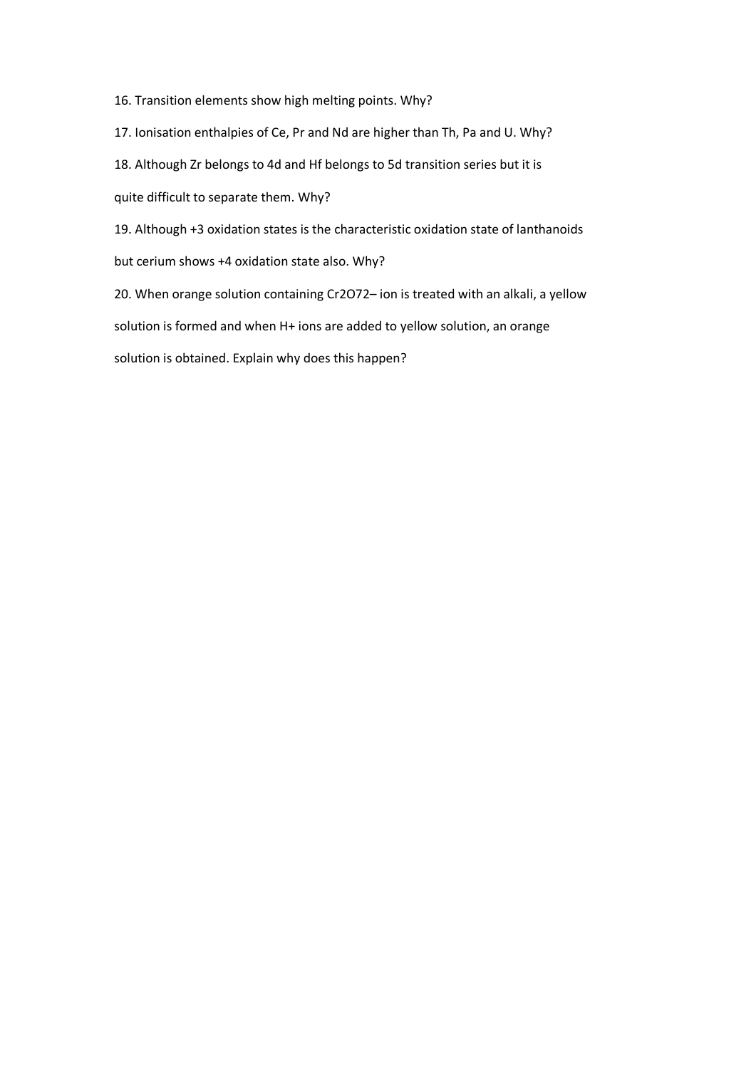16. Transition elements show high melting points. Why?

17. Ionisation enthalpies of Ce, Pr and Nd are higher than Th, Pa and U. Why?

18. Although Zr belongs to 4d and Hf belongs to 5d transition series but it is quite difficult to separate them. Why?

19. Although +3 oxidation states is the characteristic oxidation state of lanthanoids but cerium shows +4 oxidation state also. Why?

20. When orange solution containing $Cr_2O_7^{2-}$ ion is treated with an alkali, a yellow solution is formed and when $H^+$ ions are added to yellow solution, an orange solution is obtained. Explain why does this happen?